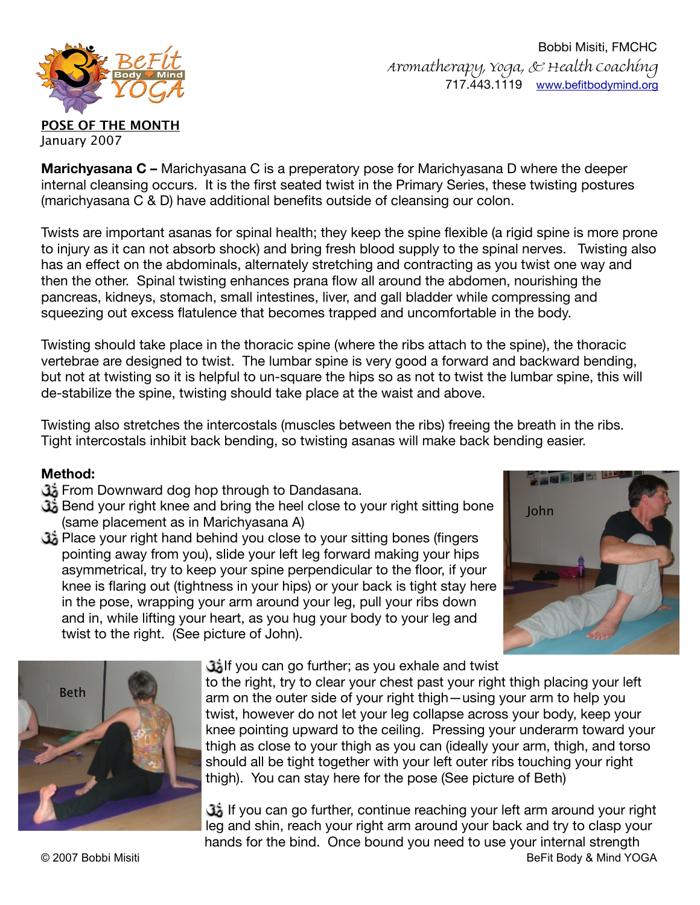Bobbi Misiti, FMCHC
*Aromatherapy, Yoga, & Health Coaching*
717.443.1119 www.befitbodymind.org

**POSE OF THE MONTH**
January 2007

**Marichyasana C –** Marichyasana C is a preperatory pose for Marichyasana D where the deeper internal cleansing occurs. It is the first seated twist in the Primary Series, these twisting postures (marichyasana C & D) have additional benefits outside of cleansing our colon.

Twists are important asanas for spinal health; they keep the spine flexible (a rigid spine is more prone to injury as it can not absorb shock) and bring fresh blood supply to the spinal nerves. Twisting also has an effect on the abdominals, alternately stretching and contracting as you twist one way and then the other. Spinal twisting enhances prana flow all around the abdomen, nourishing the pancreas, kidneys, stomach, small intestines, liver, and gall bladder while compressing and squeezing out excess flatulence that becomes trapped and uncomfortable in the body.

Twisting should take place in the thoracic spine (where the ribs attach to the spine), the thoracic vertebrae are designed to twist. The lumbar spine is very good a forward and backward bending, but not at twisting so it is helpful to un-square the hips so as not to twist the lumbar spine, this will de-stabilize the spine, twisting should take place at the waist and above.

Twisting also stretches the intercostals (muscles between the ribs) freeing the breath in the ribs. Tight intercostals inhibit back bending, so twisting asanas will make back bending easier.

**Method:**

- From Downward dog hop through to Dandasana.
- Bend your right knee and bring the heel close to your right sitting bone (same placement as in Marichyasana A)
- Place your right hand behind you close to your sitting bones (fingers pointing away from you), slide your left leg forward making your hips asymmetrical, try to keep your spine perpendicular to the floor, if your knee is flaring out (tightness in your hips) or your back is tight stay here in the pose, wrapping your arm around your leg, pull your ribs down and in, while lifting your heart, as you hug your body to your leg and twist to the right. (See picture of John).

John

Beth

- If you can go further; as you exhale and twist to the right, try to clear your chest past your right thigh placing your left arm on the outer side of your right thigh—using your arm to help you twist, however do not let your leg collapse across your body, keep your knee pointing upward to the ceiling. Pressing your underarm toward your thigh as close to your thigh as you can (ideally your arm, thigh, and torso should all be tight together with your left outer ribs touching your right thigh). You can stay here for the pose (See picture of Beth)
- If you can go further, continue reaching your left arm around your right leg and shin, reach your right arm around your back and try to clasp your hands for the bind. Once bound you need to use your internal strength

© 2007 Bobbi Misiti BeFit Body & Mind YOGA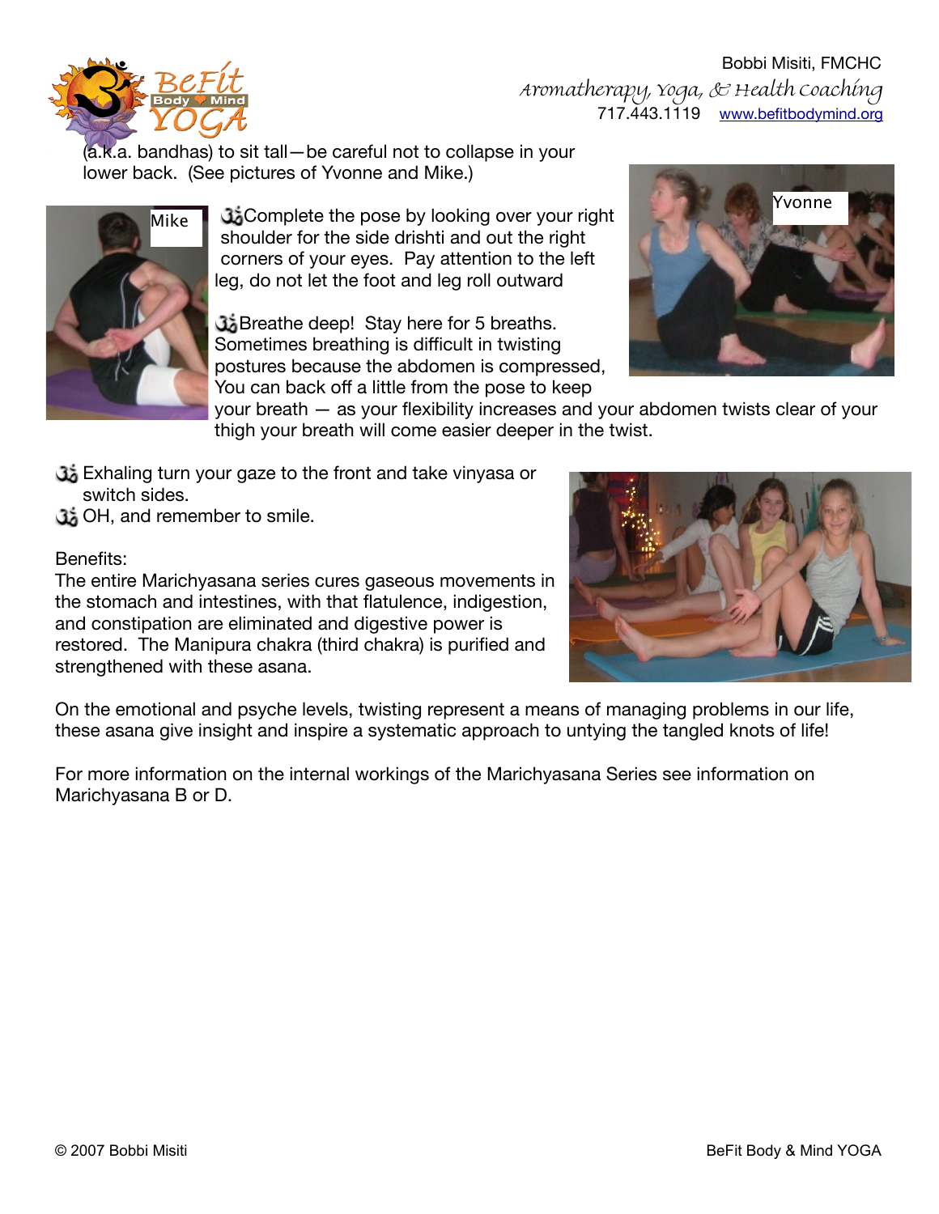(a.k.a. bandhas) to sit tall—be careful not to collapse in your lower back. (See pictures of Yvonne and Mike.)

Mike

- Complete the pose by looking over your right shoulder for the side drishti and out the right corners of your eyes. Pay attention to the left leg, do not let the foot and leg roll outward

Yvonne

- Breathe deep! Stay here for 5 breaths. Sometimes breathing is difficult in twisting postures because the abdomen is compressed, You can back off a little from the pose to keep your breath — as your flexibility increases and your abdomen twists clear of your thigh your breath will come easier deeper in the twist.

- Exhaling turn your gaze to the front and take vinyasa or switch sides.
- OH, and remember to smile.

Benefits:
The entire Marichyasana series cures gaseous movements in the stomach and intestines, with that flatulence, indigestion, and constipation are eliminated and digestive power is restored. The Manipura chakra (third chakra) is purified and strengthened with these asana.

On the emotional and psyche levels, twisting represent a means of managing problems in our life, these asana give insight and inspire a systematic approach to untying the tangled knots of life!

For more information on the internal workings of the Marichyasana Series see information on Marichyasana B or D.